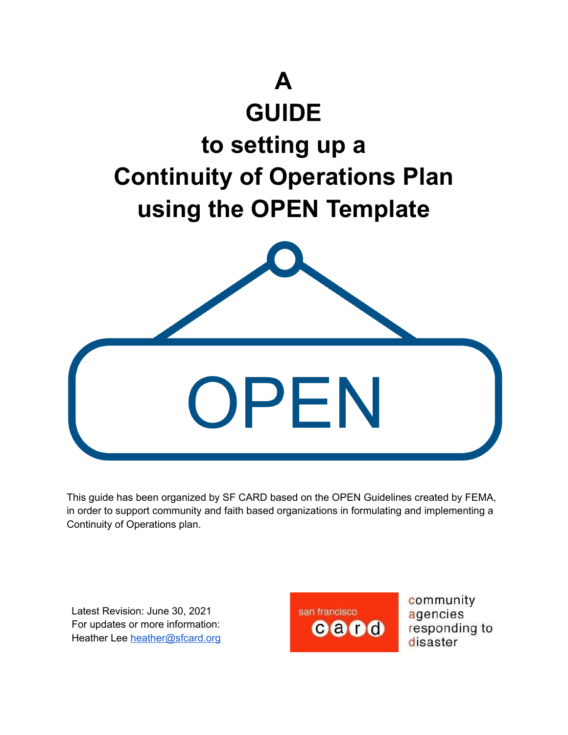# A GUIDE to setting up a Continuity of Operations Plan using the OPEN Template

OPEN

This guide has been organized by SF CARD based on the OPEN Guidelines created by FEMA, in order to support community and faith based organizations in formulating and implementing a Continuity of Operations plan.

Latest Revision: June 30, 2021
For updates or more information:
Heather Lee heather@sfcard.org

san francisco card
community agencies responding to disaster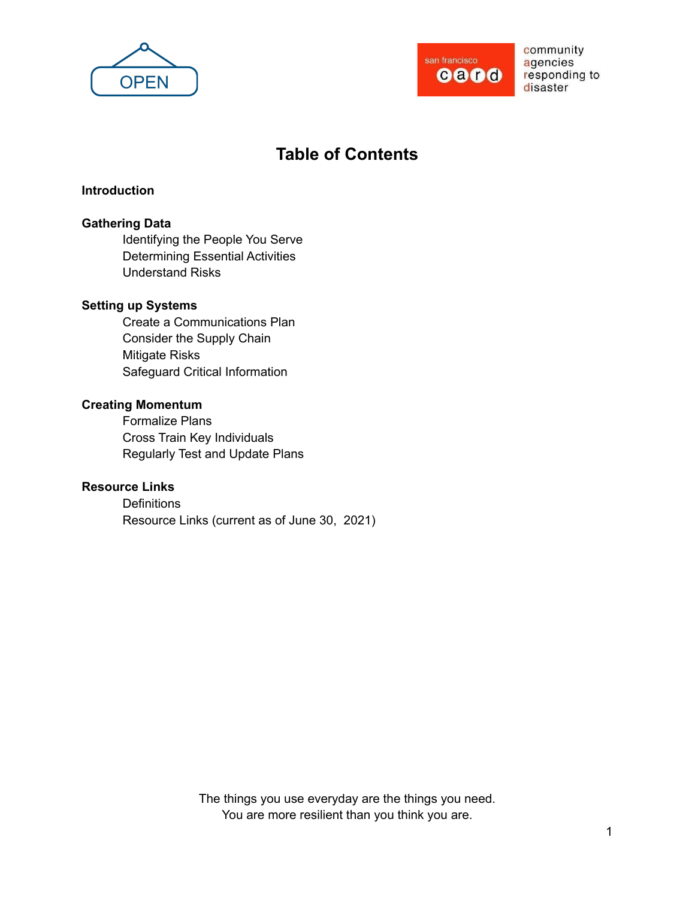# Table of Contents

**Introduction**

**Gathering Data**

- Identifying the People You Serve
- Determining Essential Activities
- Understand Risks

**Setting up Systems**

- Create a Communications Plan
- Consider the Supply Chain
- Mitigate Risks
- Safeguard Critical Information

**Creating Momentum**

- Formalize Plans
- Cross Train Key Individuals
- Regularly Test and Update Plans

**Resource Links**

- Definitions
- Resource Links (current as of June 30, 2021)

The things you use everyday are the things you need.
You are more resilient than you think you are.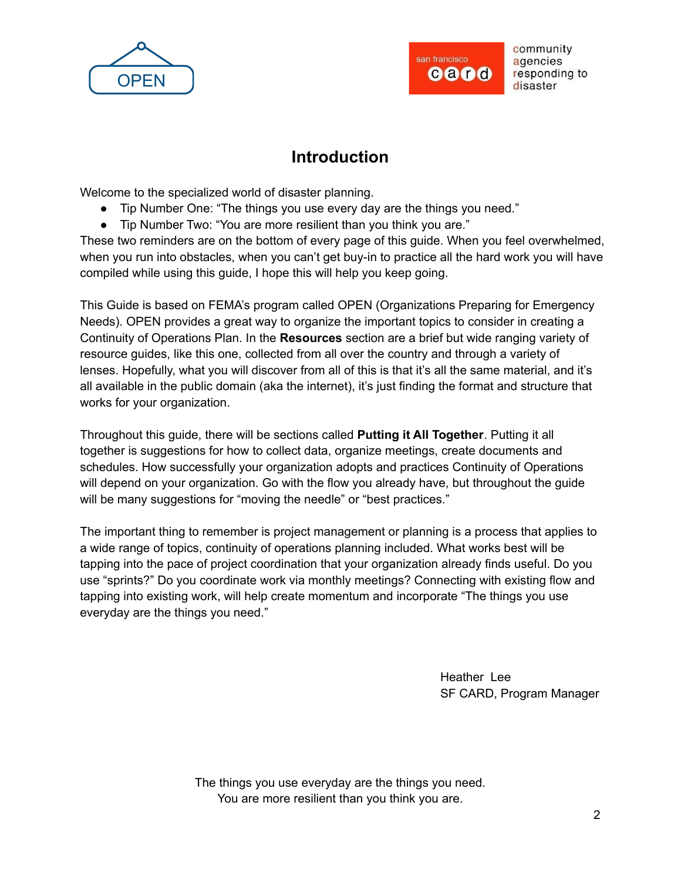# Introduction

Welcome to the specialized world of disaster planning.

- Tip Number One: "The things you use every day are the things you need."
- Tip Number Two: "You are more resilient than you think you are."

These two reminders are on the bottom of every page of this guide. When you feel overwhelmed, when you run into obstacles, when you can't get buy-in to practice all the hard work you will have compiled while using this guide, I hope this will help you keep going.

This Guide is based on FEMA's program called OPEN (Organizations Preparing for Emergency Needs). OPEN provides a great way to organize the important topics to consider in creating a Continuity of Operations Plan. In the **Resources** section are a brief but wide ranging variety of resource guides, like this one, collected from all over the country and through a variety of lenses. Hopefully, what you will discover from all of this is that it's all the same material, and it's all available in the public domain (aka the internet), it's just finding the format and structure that works for your organization.

Throughout this guide, there will be sections called **Putting it All Together**. Putting it all together is suggestions for how to collect data, organize meetings, create documents and schedules. How successfully your organization adopts and practices Continuity of Operations will depend on your organization. Go with the flow you already have, but throughout the guide will be many suggestions for "moving the needle" or "best practices."

The important thing to remember is project management or planning is a process that applies to a wide range of topics, continuity of operations planning included. What works best will be tapping into the pace of project coordination that your organization already finds useful. Do you use "sprints?" Do you coordinate work via monthly meetings? Connecting with existing flow and tapping into existing work, will help create momentum and incorporate "The things you use everyday are the things you need."

Heather Lee
SF CARD, Program Manager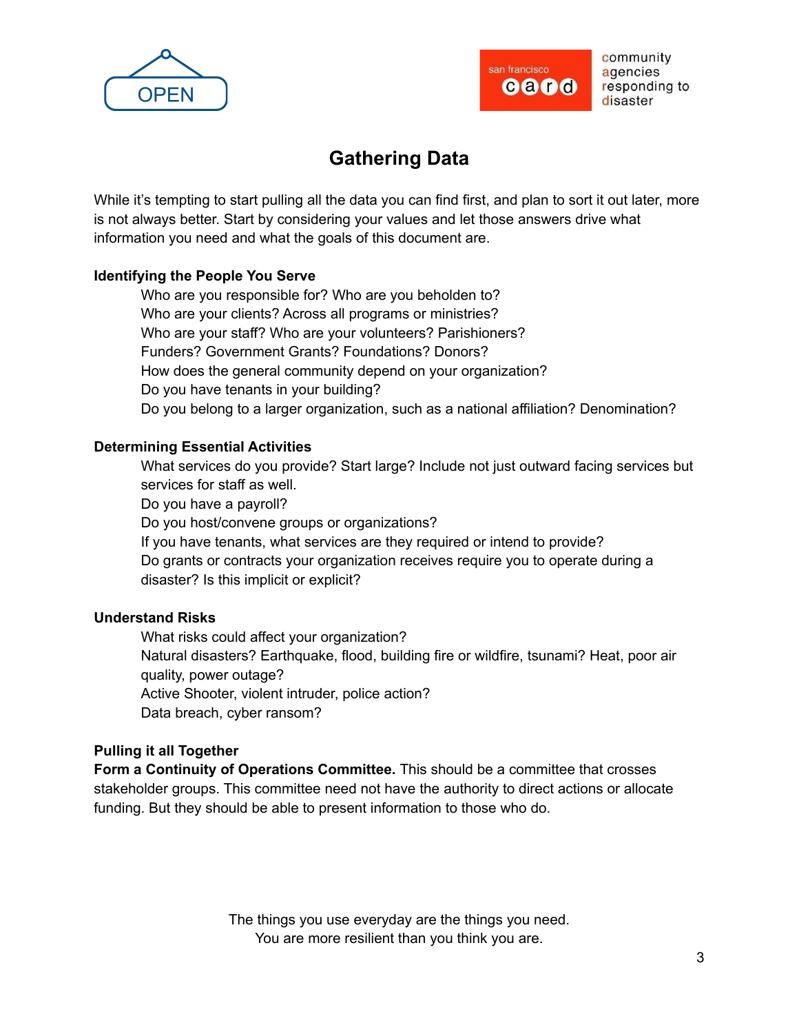# Gathering Data

While it's tempting to start pulling all the data you can find first, and plan to sort it out later, more is not always better. Start by considering your values and let those answers drive what information you need and what the goals of this document are.

**Identifying the People You Serve**

Who are you responsible for? Who are you beholden to?
Who are your clients? Across all programs or ministries?
Who are your staff? Who are your volunteers? Parishioners?
Funders? Government Grants? Foundations? Donors?
How does the general community depend on your organization?
Do you have tenants in your building?
Do you belong to a larger organization, such as a national affiliation? Denomination?

**Determining Essential Activities**

What services do you provide? Start large? Include not just outward facing services but services for staff as well.
Do you have a payroll?
Do you host/convene groups or organizations?
If you have tenants, what services are they required or intend to provide?
Do grants or contracts your organization receives require you to operate during a disaster? Is this implicit or explicit?

**Understand Risks**

What risks could affect your organization?
Natural disasters? Earthquake, flood, building fire or wildfire, tsunami? Heat, poor air quality, power outage?
Active Shooter, violent intruder, police action?
Data breach, cyber ransom?

**Pulling it all Together**

**Form a Continuity of Operations Committee.** This should be a committee that crosses stakeholder groups. This committee need not have the authority to direct actions or allocate funding. But they should be able to present information to those who do.

The things you use everyday are the things you need.
You are more resilient than you think you are.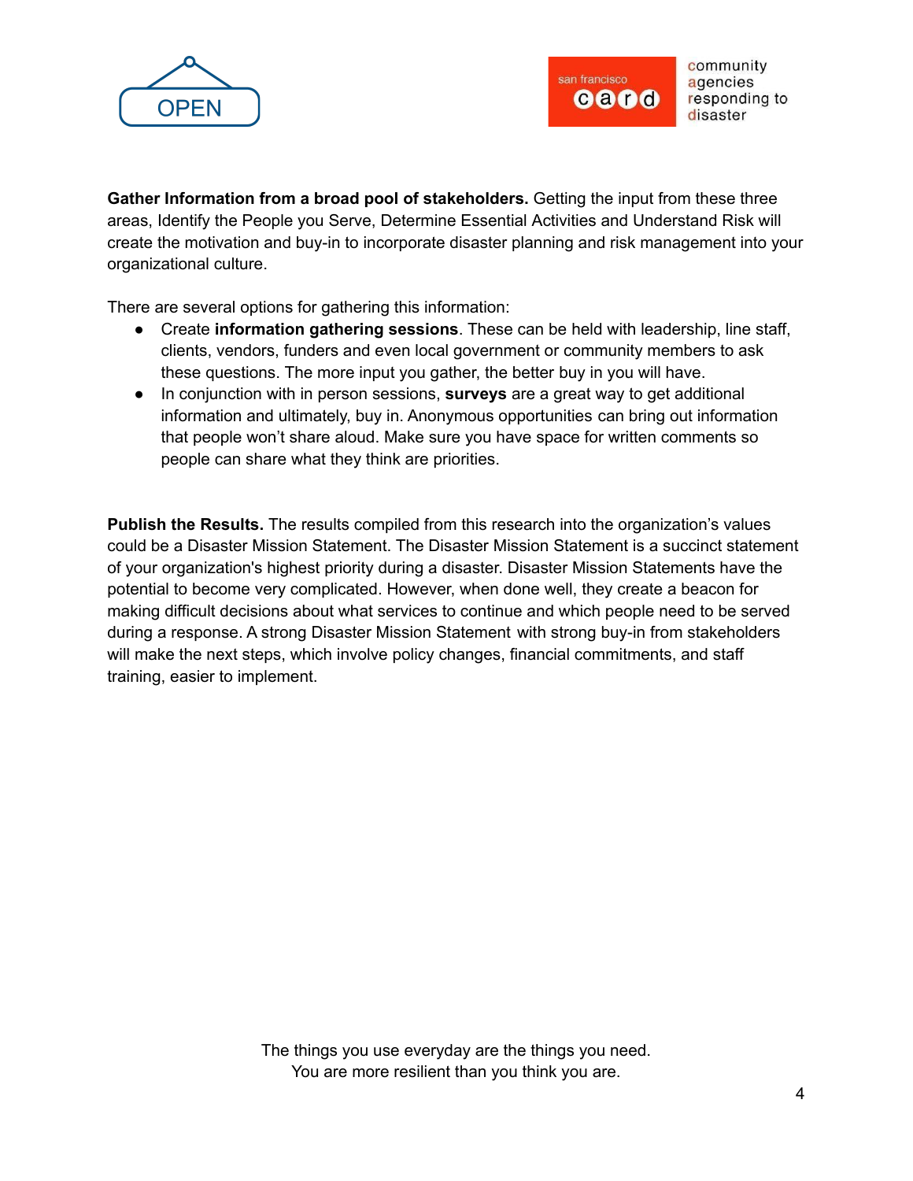**Gather Information from a broad pool of stakeholders.** Getting the input from these three areas, Identify the People you Serve, Determine Essential Activities and Understand Risk will create the motivation and buy-in to incorporate disaster planning and risk management into your organizational culture.

There are several options for gathering this information:

- Create **information gathering sessions**. These can be held with leadership, line staff, clients, vendors, funders and even local government or community members to ask these questions. The more input you gather, the better buy in you will have.
- In conjunction with in person sessions, **surveys** are a great way to get additional information and ultimately, buy in. Anonymous opportunities can bring out information that people won't share aloud. Make sure you have space for written comments so people can share what they think are priorities.

**Publish the Results.** The results compiled from this research into the organization's values could be a Disaster Mission Statement. The Disaster Mission Statement is a succinct statement of your organization's highest priority during a disaster. Disaster Mission Statements have the potential to become very complicated. However, when done well, they create a beacon for making difficult decisions about what services to continue and which people need to be served during a response. A strong Disaster Mission Statement with strong buy-in from stakeholders will make the next steps, which involve policy changes, financial commitments, and staff training, easier to implement.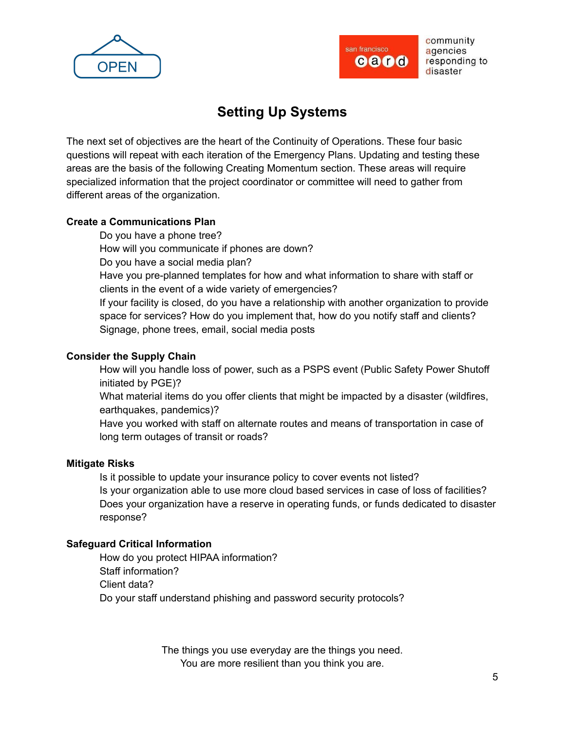# Setting Up Systems

The next set of objectives are the heart of the Continuity of Operations. These four basic questions will repeat with each iteration of the Emergency Plans. Updating and testing these areas are the basis of the following Creating Momentum section. These areas will require specialized information that the project coordinator or committee will need to gather from different areas of the organization.

**Create a Communications Plan**

Do you have a phone tree?
How will you communicate if phones are down?
Do you have a social media plan?
Have you pre-planned templates for how and what information to share with staff or clients in the event of a wide variety of emergencies?
If your facility is closed, do you have a relationship with another organization to provide space for services? How do you implement that, how do you notify staff and clients? Signage, phone trees, email, social media posts

**Consider the Supply Chain**

How will you handle loss of power, such as a PSPS event (Public Safety Power Shutoff initiated by PGE)?
What material items do you offer clients that might be impacted by a disaster (wildfires, earthquakes, pandemics)?
Have you worked with staff on alternate routes and means of transportation in case of long term outages of transit or roads?

**Mitigate Risks**

Is it possible to update your insurance policy to cover events not listed?
Is your organization able to use more cloud based services in case of loss of facilities?
Does your organization have a reserve in operating funds, or funds dedicated to disaster response?

**Safeguard Critical Information**

How do you protect HIPAA information?
Staff information?
Client data?
Do your staff understand phishing and password security protocols?

The things you use everyday are the things you need.
You are more resilient than you think you are.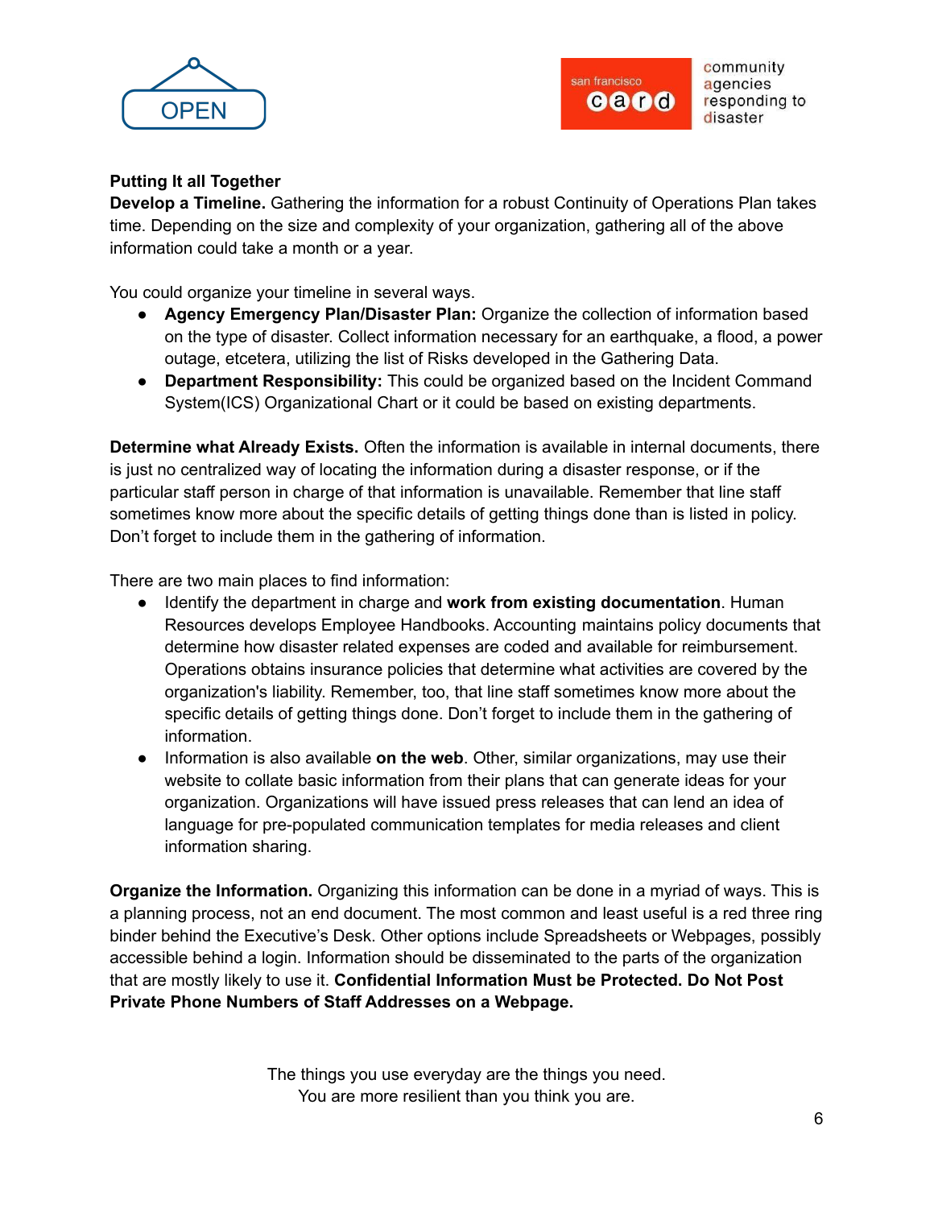**Putting It all Together**

**Develop a Timeline.** Gathering the information for a robust Continuity of Operations Plan takes time. Depending on the size and complexity of your organization, gathering all of the above information could take a month or a year.

You could organize your timeline in several ways.

- **Agency Emergency Plan/Disaster Plan:** Organize the collection of information based on the type of disaster. Collect information necessary for an earthquake, a flood, a power outage, etcetera, utilizing the list of Risks developed in the Gathering Data.
- **Department Responsibility:** This could be organized based on the Incident Command System(ICS) Organizational Chart or it could be based on existing departments.

**Determine what Already Exists.** Often the information is available in internal documents, there is just no centralized way of locating the information during a disaster response, or if the particular staff person in charge of that information is unavailable. Remember that line staff sometimes know more about the specific details of getting things done than is listed in policy. Don't forget to include them in the gathering of information.

There are two main places to find information:

- Identify the department in charge and **work from existing documentation**. Human Resources develops Employee Handbooks. Accounting maintains policy documents that determine how disaster related expenses are coded and available for reimbursement. Operations obtains insurance policies that determine what activities are covered by the organization's liability. Remember, too, that line staff sometimes know more about the specific details of getting things done. Don't forget to include them in the gathering of information.
- Information is also available **on the web**. Other, similar organizations, may use their website to collate basic information from their plans that can generate ideas for your organization. Organizations will have issued press releases that can lend an idea of language for pre-populated communication templates for media releases and client information sharing.

**Organize the Information.** Organizing this information can be done in a myriad of ways. This is a planning process, not an end document. The most common and least useful is a red three ring binder behind the Executive's Desk. Other options include Spreadsheets or Webpages, possibly accessible behind a login. Information should be disseminated to the parts of the organization that are mostly likely to use it. **Confidential Information Must be Protected. Do Not Post Private Phone Numbers of Staff Addresses on a Webpage.**

The things you use everyday are the things you need.
You are more resilient than you think you are.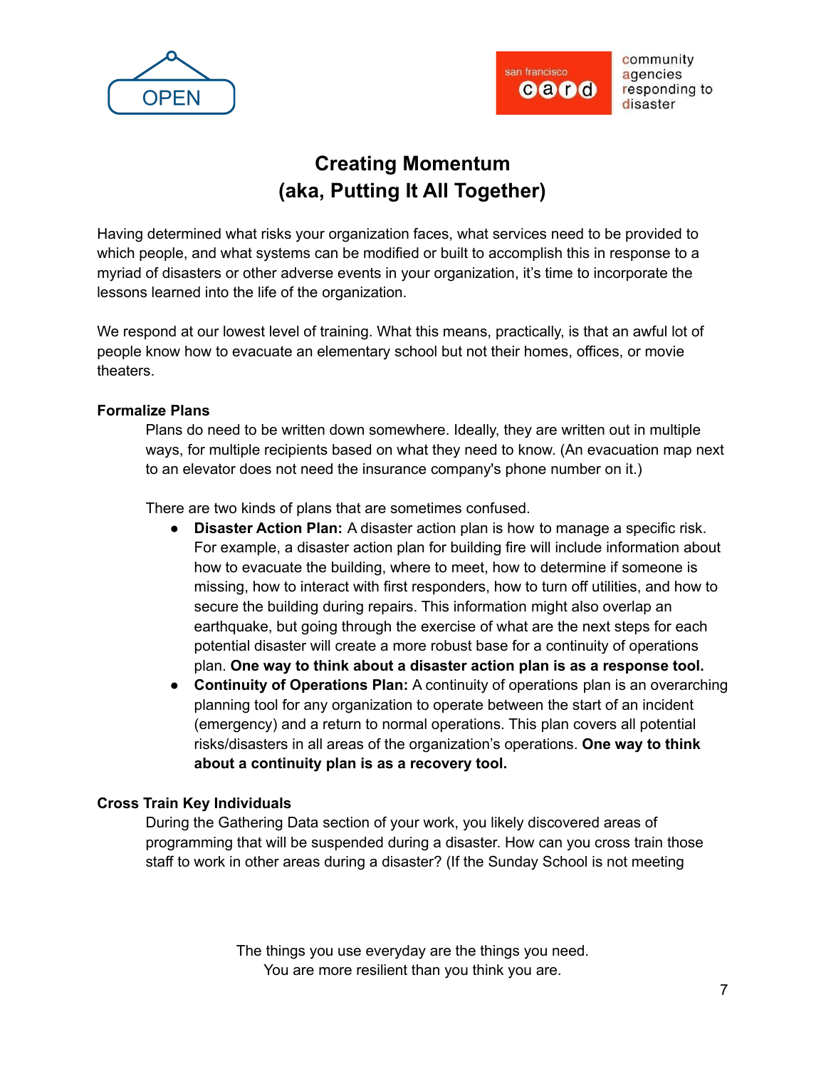# Creating Momentum
# (aka, Putting It All Together)

Having determined what risks your organization faces, what services need to be provided to which people, and what systems can be modified or built to accomplish this in response to a myriad of disasters or other adverse events in your organization, it's time to incorporate the lessons learned into the life of the organization.

We respond at our lowest level of training. What this means, practically, is that an awful lot of people know how to evacuate an elementary school but not their homes, offices, or movie theaters.

**Formalize Plans**

Plans do need to be written down somewhere. Ideally, they are written out in multiple ways, for multiple recipients based on what they need to know. (An evacuation map next to an elevator does not need the insurance company's phone number on it.)

There are two kinds of plans that are sometimes confused.

- **Disaster Action Plan:** A disaster action plan is how to manage a specific risk. For example, a disaster action plan for building fire will include information about how to evacuate the building, where to meet, how to determine if someone is missing, how to interact with first responders, how to turn off utilities, and how to secure the building during repairs. This information might also overlap an earthquake, but going through the exercise of what are the next steps for each potential disaster will create a more robust base for a continuity of operations plan. **One way to think about a disaster action plan is as a response tool.**
- **Continuity of Operations Plan:** A continuity of operations plan is an overarching planning tool for any organization to operate between the start of an incident (emergency) and a return to normal operations. This plan covers all potential risks/disasters in all areas of the organization's operations. **One way to think about a continuity plan is as a recovery tool.**

**Cross Train Key Individuals**

During the Gathering Data section of your work, you likely discovered areas of programming that will be suspended during a disaster. How can you cross train those staff to work in other areas during a disaster? (If the Sunday School is not meeting

The things you use everyday are the things you need.
You are more resilient than you think you are.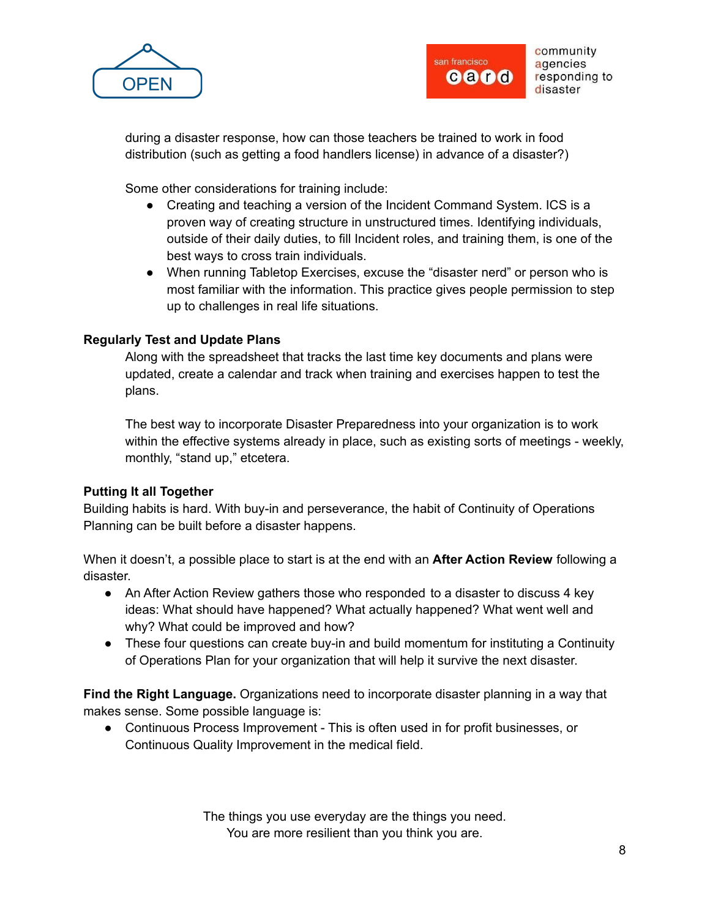during a disaster response, how can those teachers be trained to work in food distribution (such as getting a food handlers license) in advance of a disaster?)

Some other considerations for training include:

- Creating and teaching a version of the Incident Command System. ICS is a proven way of creating structure in unstructured times. Identifying individuals, outside of their daily duties, to fill Incident roles, and training them, is one of the best ways to cross train individuals.
- When running Tabletop Exercises, excuse the "disaster nerd" or person who is most familiar with the information. This practice gives people permission to step up to challenges in real life situations.

**Regularly Test and Update Plans**

Along with the spreadsheet that tracks the last time key documents and plans were updated, create a calendar and track when training and exercises happen to test the plans.

The best way to incorporate Disaster Preparedness into your organization is to work within the effective systems already in place, such as existing sorts of meetings - weekly, monthly, "stand up," etcetera.

**Putting It all Together**

Building habits is hard. With buy-in and perseverance, the habit of Continuity of Operations Planning can be built before a disaster happens.

When it doesn't, a possible place to start is at the end with an **After Action Review** following a disaster.

- An After Action Review gathers those who responded to a disaster to discuss 4 key ideas: What should have happened? What actually happened? What went well and why? What could be improved and how?
- These four questions can create buy-in and build momentum for instituting a Continuity of Operations Plan for your organization that will help it survive the next disaster.

**Find the Right Language.** Organizations need to incorporate disaster planning in a way that makes sense. Some possible language is:

- Continuous Process Improvement - This is often used in for profit businesses, or Continuous Quality Improvement in the medical field.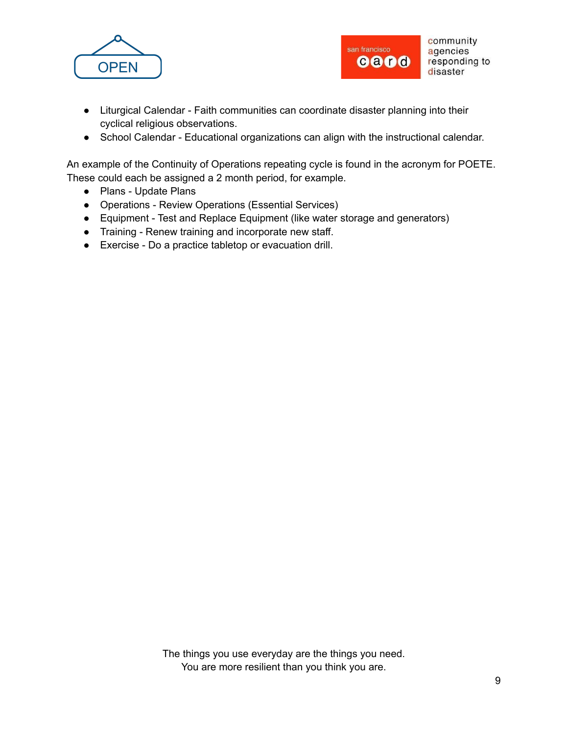- Liturgical Calendar - Faith communities can coordinate disaster planning into their cyclical religious observations.
- School Calendar - Educational organizations can align with the instructional calendar.

An example of the Continuity of Operations repeating cycle is found in the acronym for POETE. These could each be assigned a 2 month period, for example.

- Plans - Update Plans
- Operations - Review Operations (Essential Services)
- Equipment - Test and Replace Equipment (like water storage and generators)
- Training - Renew training and incorporate new staff.
- Exercise - Do a practice tabletop or evacuation drill.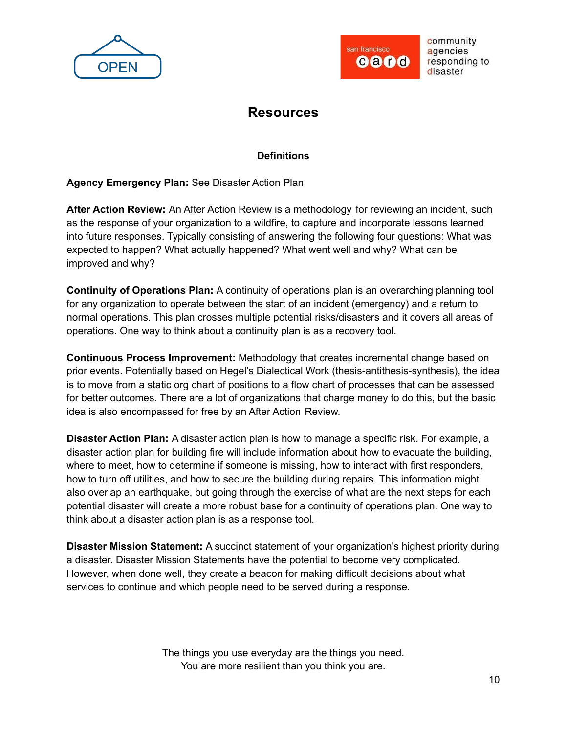# Resources

## Definitions

**Agency Emergency Plan:** See Disaster Action Plan

**After Action Review:** An After Action Review is a methodology for reviewing an incident, such as the response of your organization to a wildfire, to capture and incorporate lessons learned into future responses. Typically consisting of answering the following four questions: What was expected to happen? What actually happened? What went well and why? What can be improved and why?

**Continuity of Operations Plan:** A continuity of operations plan is an overarching planning tool for any organization to operate between the start of an incident (emergency) and a return to normal operations. This plan crosses multiple potential risks/disasters and it covers all areas of operations. One way to think about a continuity plan is as a recovery tool.

**Continuous Process Improvement:** Methodology that creates incremental change based on prior events. Potentially based on Hegel's Dialectical Work (thesis-antithesis-synthesis), the idea is to move from a static org chart of positions to a flow chart of processes that can be assessed for better outcomes. There are a lot of organizations that charge money to do this, but the basic idea is also encompassed for free by an After Action Review.

**Disaster Action Plan:** A disaster action plan is how to manage a specific risk. For example, a disaster action plan for building fire will include information about how to evacuate the building, where to meet, how to determine if someone is missing, how to interact with first responders, how to turn off utilities, and how to secure the building during repairs. This information might also overlap an earthquake, but going through the exercise of what are the next steps for each potential disaster will create a more robust base for a continuity of operations plan. One way to think about a disaster action plan is as a response tool.

**Disaster Mission Statement:** A succinct statement of your organization's highest priority during a disaster. Disaster Mission Statements have the potential to become very complicated. However, when done well, they create a beacon for making difficult decisions about what services to continue and which people need to be served during a response.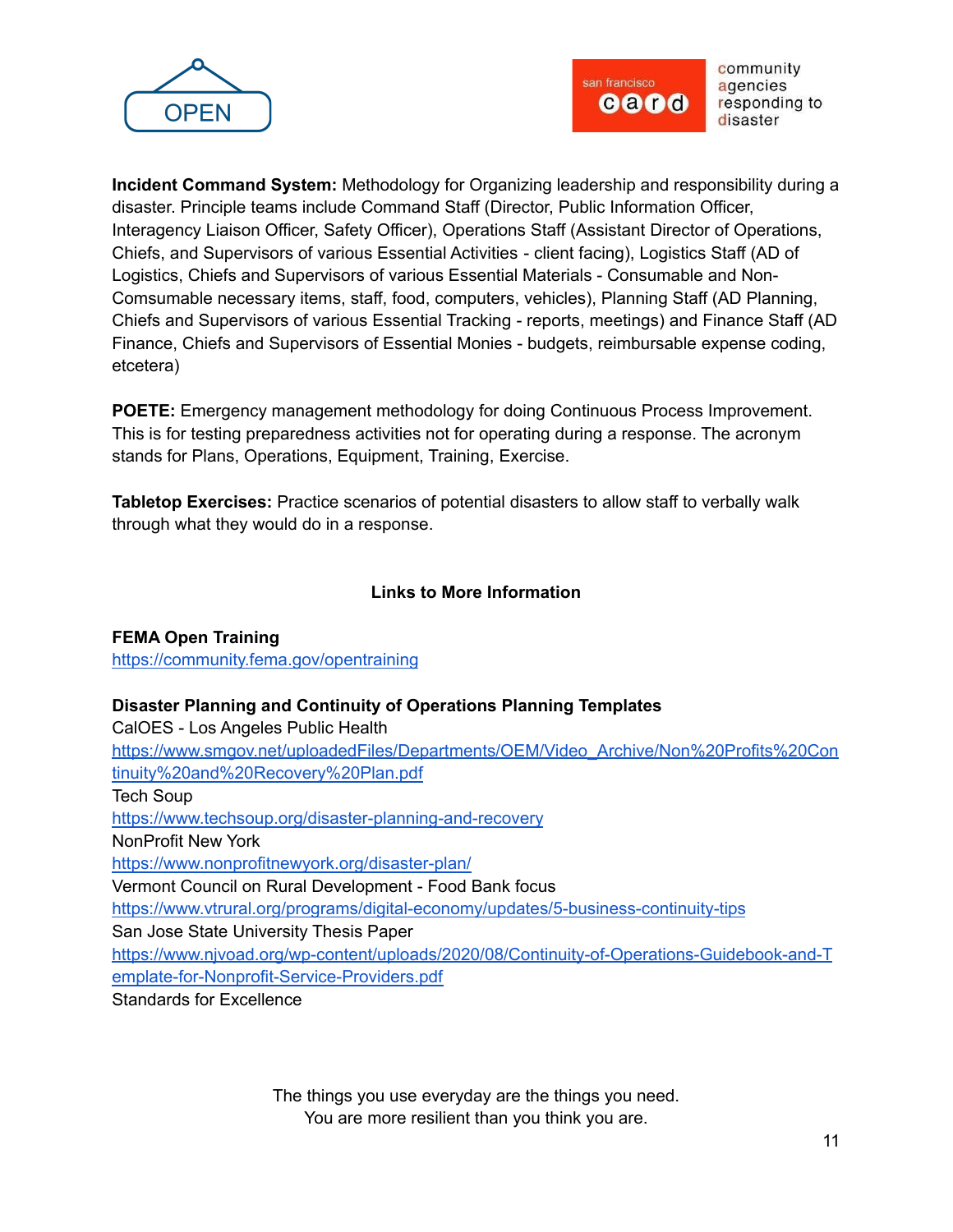**Incident Command System:** Methodology for Organizing leadership and responsibility during a disaster. Principle teams include Command Staff (Director, Public Information Officer, Interagency Liaison Officer, Safety Officer), Operations Staff (Assistant Director of Operations, Chiefs, and Supervisors of various Essential Activities - client facing), Logistics Staff (AD of Logistics, Chiefs and Supervisors of various Essential Materials - Consumable and Non-Comsumable necessary items, staff, food, computers, vehicles), Planning Staff (AD Planning, Chiefs and Supervisors of various Essential Tracking - reports, meetings) and Finance Staff (AD Finance, Chiefs and Supervisors of Essential Monies - budgets, reimbursable expense coding, etcetera)

**POETE:** Emergency management methodology for doing Continuous Process Improvement. This is for testing preparedness activities not for operating during a response. The acronym stands for Plans, Operations, Equipment, Training, Exercise.

**Tabletop Exercises:** Practice scenarios of potential disasters to allow staff to verbally walk through what they would do in a response.

## Links to More Information

**FEMA Open Training**
https://community.fema.gov/opentraining

**Disaster Planning and Continuity of Operations Planning Templates**

CalOES - Los Angeles Public Health
https://www.smgov.net/uploadedFiles/Departments/OEM/Video_Archive/Non%20Profits%20Continuity%20and%20Recovery%20Plan.pdf

Tech Soup
https://www.techsoup.org/disaster-planning-and-recovery

NonProfit New York
https://www.nonprofitnewyork.org/disaster-plan/

Vermont Council on Rural Development - Food Bank focus
https://www.vtrural.org/programs/digital-economy/updates/5-business-continuity-tips

San Jose State University Thesis Paper
https://www.njvoad.org/wp-content/uploads/2020/08/Continuity-of-Operations-Guidebook-and-Template-for-Nonprofit-Service-Providers.pdf

Standards for Excellence

The things you use everyday are the things you need.
You are more resilient than you think you are.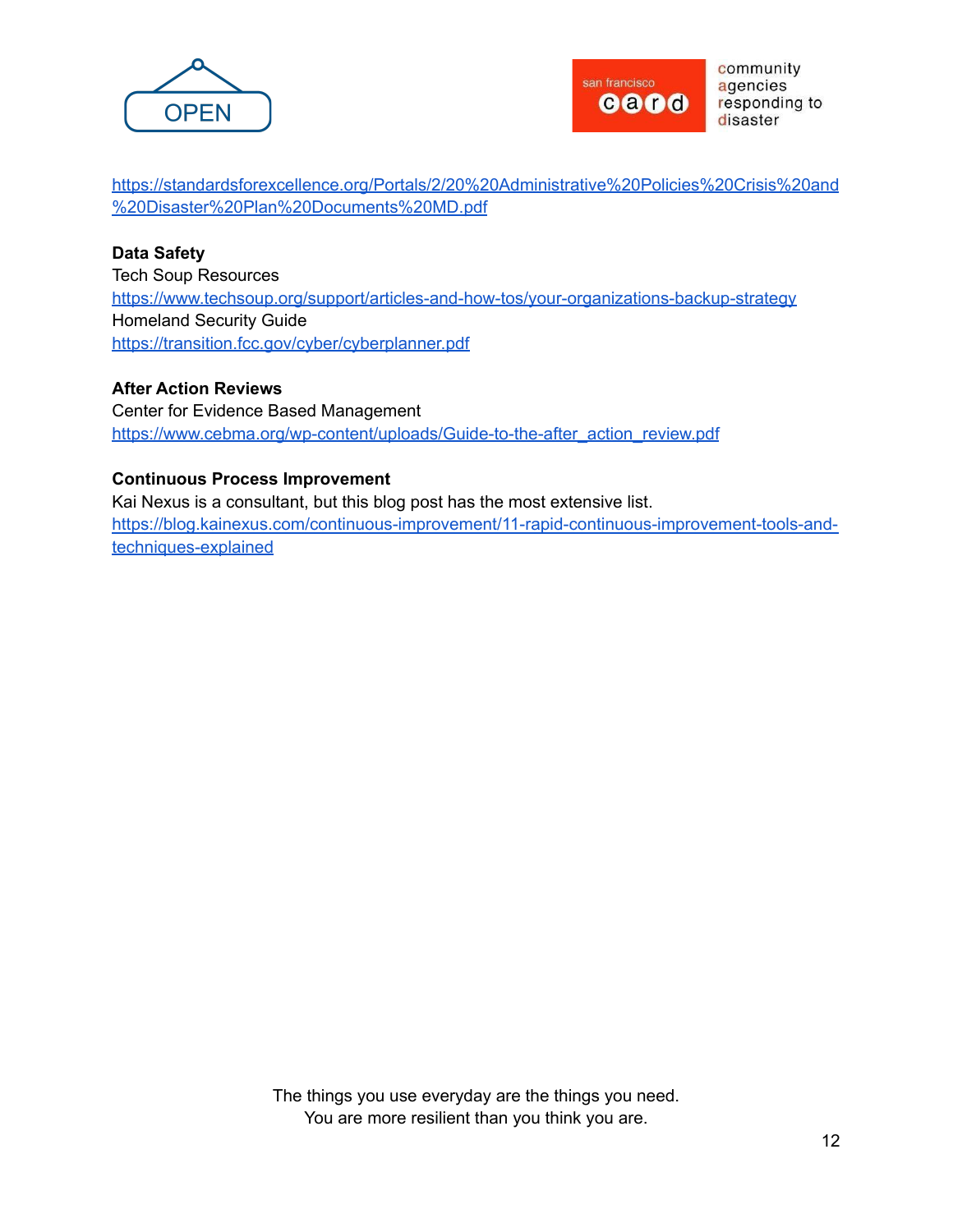https://standardsforexcellence.org/Portals/2/20%20Administrative%20Policies%20Crisis%20and%20Disaster%20Plan%20Documents%20MD.pdf

**Data Safety**

Tech Soup Resources
https://www.techsoup.org/support/articles-and-how-tos/your-organizations-backup-strategy
Homeland Security Guide
https://transition.fcc.gov/cyber/cyberplanner.pdf

**After Action Reviews**

Center for Evidence Based Management
https://www.cebma.org/wp-content/uploads/Guide-to-the-after_action_review.pdf

**Continuous Process Improvement**

Kai Nexus is a consultant, but this blog post has the most extensive list.
https://blog.kainexus.com/continuous-improvement/11-rapid-continuous-improvement-tools-and-techniques-explained